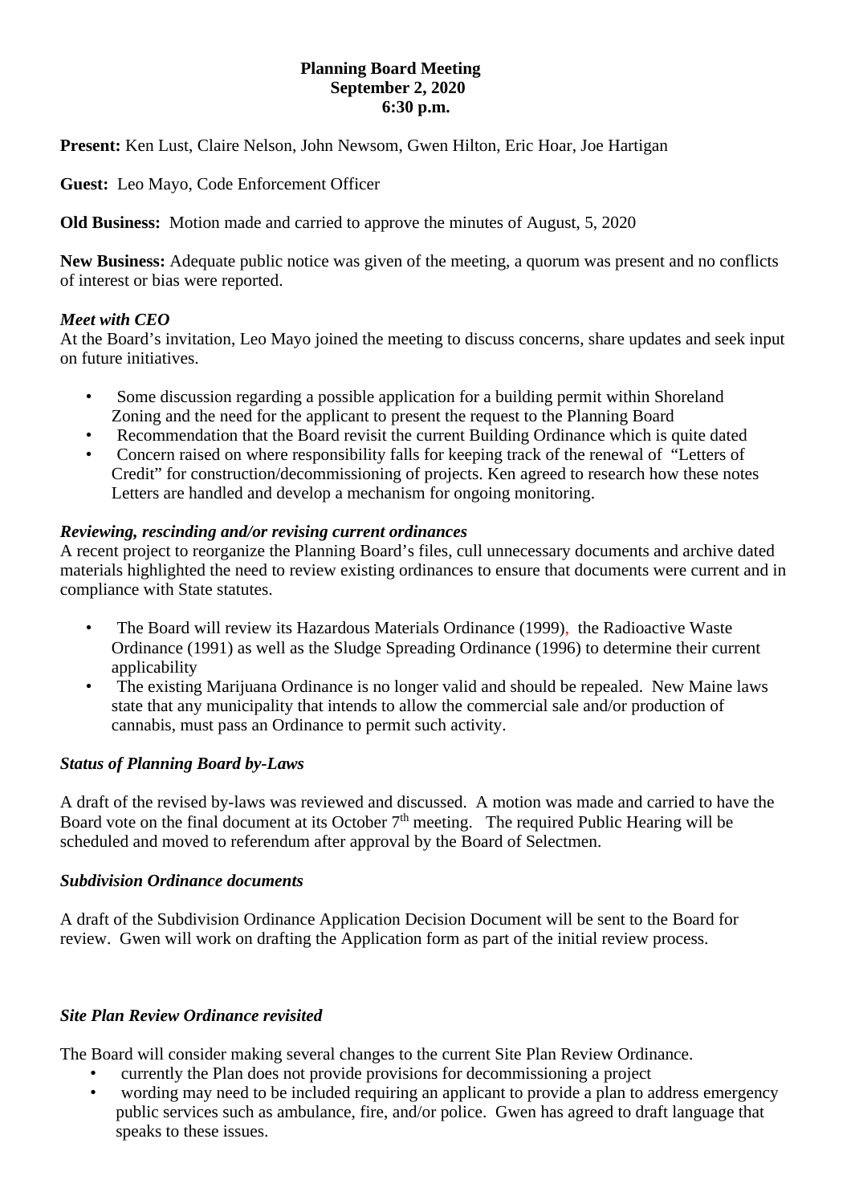**Planning Board Meeting**
**September 2, 2020**
**6:30 p.m.**

**Present:** Ken Lust, Claire Nelson, John Newsom, Gwen Hilton, Eric Hoar, Joe Hartigan

**Guest:** Leo Mayo, Code Enforcement Officer

**Old Business:** Motion made and carried to approve the minutes of August, 5, 2020

**New Business:** Adequate public notice was given of the meeting, a quorum was present and no conflicts of interest or bias were reported.

***Meet with CEO***

At the Board's invitation, Leo Mayo joined the meeting to discuss concerns, share updates and seek input on future initiatives.

- Some discussion regarding a possible application for a building permit within Shoreland Zoning and the need for the applicant to present the request to the Planning Board
- Recommendation that the Board revisit the current Building Ordinance which is quite dated
- Concern raised on where responsibility falls for keeping track of the renewal of "Letters of Credit" for construction/decommissioning of projects. Ken agreed to research how these notes Letters are handled and develop a mechanism for ongoing monitoring.

***Reviewing, rescinding and/or revising current ordinances***

A recent project to reorganize the Planning Board's files, cull unnecessary documents and archive dated materials highlighted the need to review existing ordinances to ensure that documents were current and in compliance with State statutes.

- The Board will review its Hazardous Materials Ordinance (1999), the Radioactive Waste Ordinance (1991) as well as the Sludge Spreading Ordinance (1996) to determine their current applicability
- The existing Marijuana Ordinance is no longer valid and should be repealed. New Maine laws state that any municipality that intends to allow the commercial sale and/or production of cannabis, must pass an Ordinance to permit such activity.

***Status of Planning Board by-Laws***

A draft of the revised by-laws was reviewed and discussed. A motion was made and carried to have the Board vote on the final document at its October 7th meeting. The required Public Hearing will be scheduled and moved to referendum after approval by the Board of Selectmen.

***Subdivision Ordinance documents***

A draft of the Subdivision Ordinance Application Decision Document will be sent to the Board for review. Gwen will work on drafting the Application form as part of the initial review process.

***Site Plan Review Ordinance revisited***

The Board will consider making several changes to the current Site Plan Review Ordinance.

- currently the Plan does not provide provisions for decommissioning a project
- wording may need to be included requiring an applicant to provide a plan to address emergency public services such as ambulance, fire, and/or police. Gwen has agreed to draft language that speaks to these issues.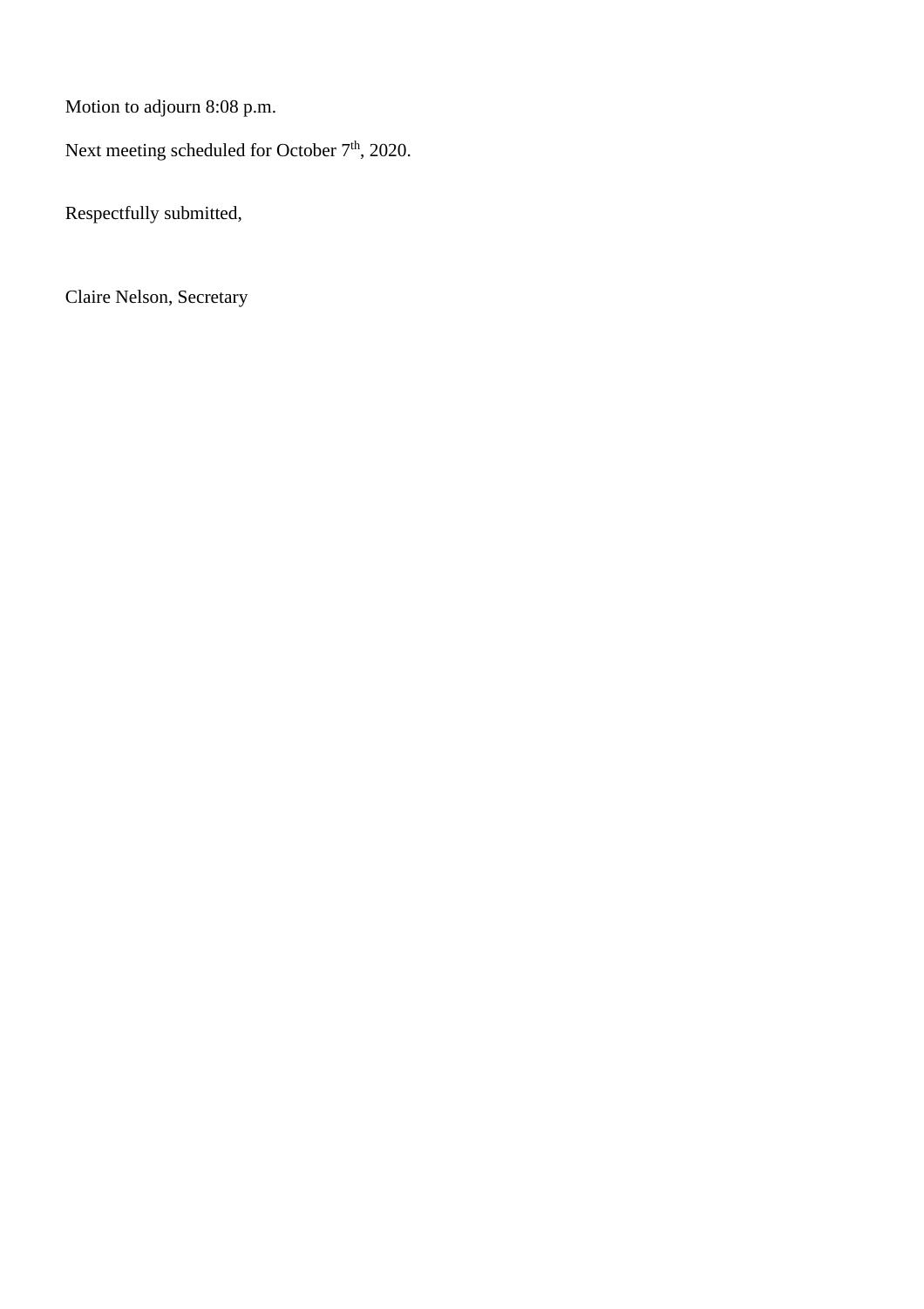Motion to adjourn 8:08 p.m.

Next meeting scheduled for October 7th, 2020.

Respectfully submitted,

Claire Nelson, Secretary